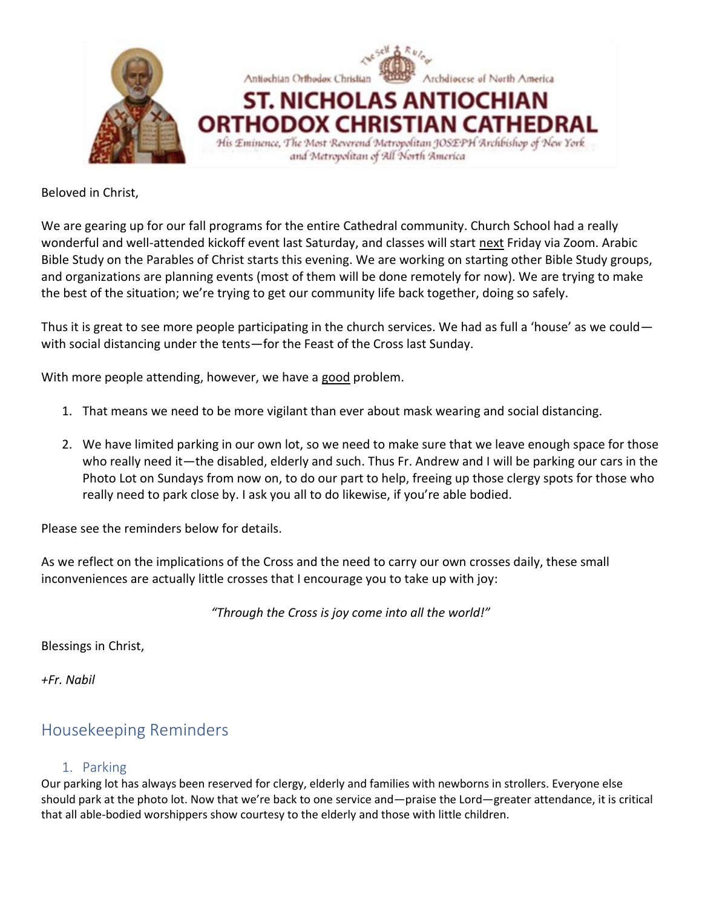Antiochian Orthodox Christian Archdiocese of North America

# ST. NICHOLAS ANTIOCHIAN ORTHODOX CHRISTIAN CATHEDRAL

*His Eminence, The Most Reverend Metropolitan JOSEPH Archbishop of New York and Metropolitan of All North America*

Beloved in Christ,

We are gearing up for our fall programs for the entire Cathedral community. Church School had a really wonderful and well-attended kickoff event last Saturday, and classes will start <u>next</u> Friday via Zoom. Arabic Bible Study on the Parables of Christ starts this evening. We are working on starting other Bible Study groups, and organizations are planning events (most of them will be done remotely for now). We are trying to make the best of the situation; we're trying to get our community life back together, doing so safely.

Thus it is great to see more people participating in the church services. We had as full a 'house' as we could—with social distancing under the tents—for the Feast of the Cross last Sunday.

With more people attending, however, we have a <u>good</u> problem.

1. That means we need to be more vigilant than ever about mask wearing and social distancing.

2. We have limited parking in our own lot, so we need to make sure that we leave enough space for those who really need it—the disabled, elderly and such. Thus Fr. Andrew and I will be parking our cars in the Photo Lot on Sundays from now on, to do our part to help, freeing up those clergy spots for those who really need to park close by. I ask you all to do likewise, if you're able bodied.

Please see the reminders below for details.

As we reflect on the implications of the Cross and the need to carry our own crosses daily, these small inconveniences are actually little crosses that I encourage you to take up with joy:

*"Through the Cross is joy come into all the world!"*

Blessings in Christ,

*+Fr. Nabil*

## Housekeeping Reminders

### 1. Parking

Our parking lot has always been reserved for clergy, elderly and families with newborns in strollers. Everyone else should park at the photo lot. Now that we're back to one service and—praise the Lord—greater attendance, it is critical that all able-bodied worshippers show courtesy to the elderly and those with little children.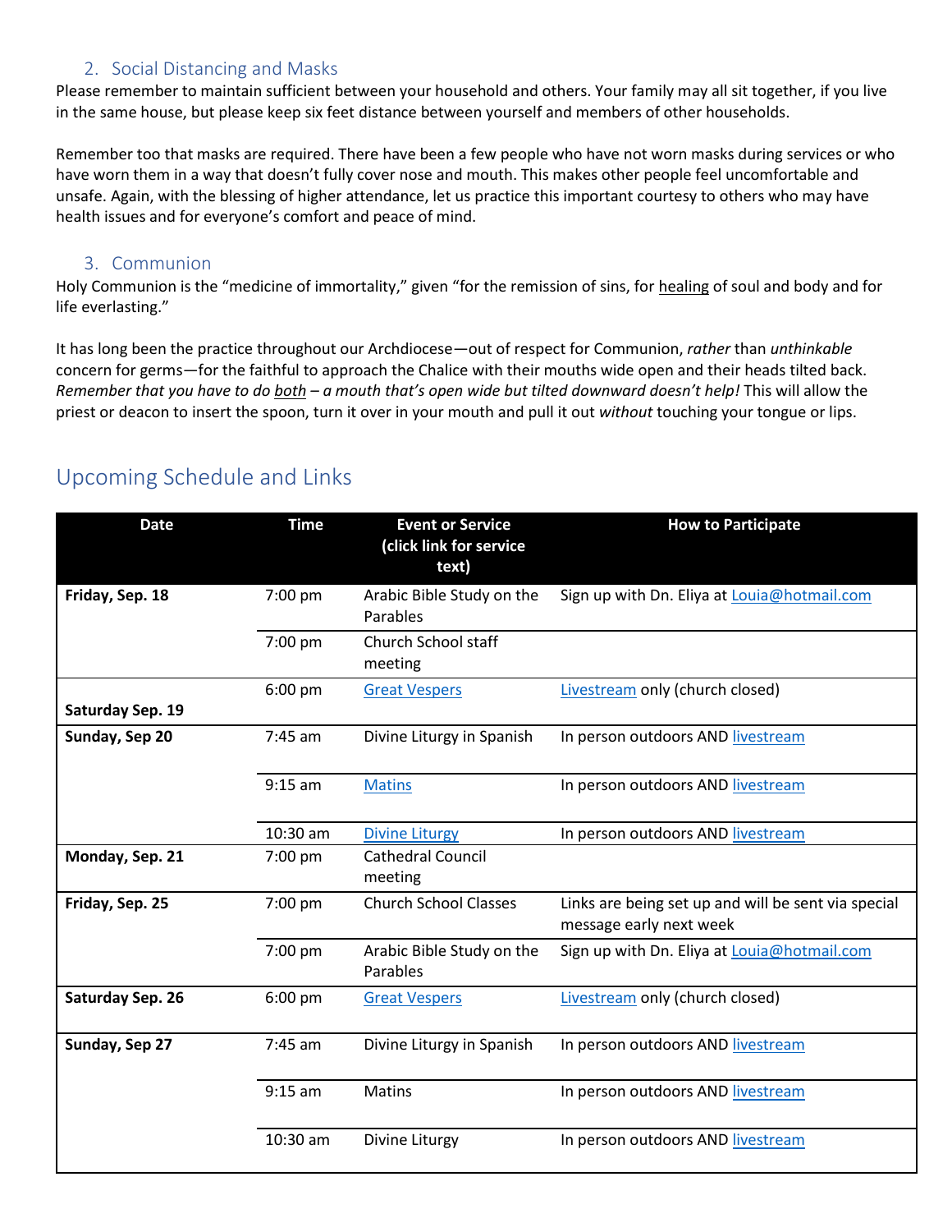## 2. Social Distancing and Masks

Please remember to maintain sufficient between your household and others. Your family may all sit together, if you live in the same house, but please keep six feet distance between yourself and members of other households.

Remember too that masks are required. There have been a few people who have not worn masks during services or who have worn them in a way that doesn't fully cover nose and mouth. This makes other people feel uncomfortable and unsafe. Again, with the blessing of higher attendance, let us practice this important courtesy to others who may have health issues and for everyone's comfort and peace of mind.

## 3. Communion

Holy Communion is the "medicine of immortality," given "for the remission of sins, for healing of soul and body and for life everlasting."

It has long been the practice throughout our Archdiocese—out of respect for Communion, *rather* than *unthinkable* concern for germs—for the faithful to approach the Chalice with their mouths wide open and their heads tilted back. *Remember that you have to do both – a mouth that's open wide but tilted downward doesn't help!* This will allow the priest or deacon to insert the spoon, turn it over in your mouth and pull it out *without* touching your tongue or lips.

# Upcoming Schedule and Links

| Date | Time | Event or Service (click link for service text) | How to Participate |
|---|---|---|---|
| **Friday, Sep. 18** | 7:00 pm | Arabic Bible Study on the Parables | Sign up with Dn. Eliya at Louia@hotmail.com |
| | 7:00 pm | Church School staff meeting | |
| **Saturday Sep. 19** | 6:00 pm | Great Vespers | Livestream only (church closed) |
| **Sunday, Sep 20** | 7:45 am | Divine Liturgy in Spanish | In person outdoors AND livestream |
| | 9:15 am | Matins | In person outdoors AND livestream |
| | 10:30 am | Divine Liturgy | In person outdoors AND livestream |
| **Monday, Sep. 21** | 7:00 pm | Cathedral Council meeting | |
| **Friday, Sep. 25** | 7:00 pm | Church School Classes | Links are being set up and will be sent via special message early next week |
| | 7:00 pm | Arabic Bible Study on the Parables | Sign up with Dn. Eliya at Louia@hotmail.com |
| **Saturday Sep. 26** | 6:00 pm | Great Vespers | Livestream only (church closed) |
| **Sunday, Sep 27** | 7:45 am | Divine Liturgy in Spanish | In person outdoors AND livestream |
| | 9:15 am | Matins | In person outdoors AND livestream |
| | 10:30 am | Divine Liturgy | In person outdoors AND livestream |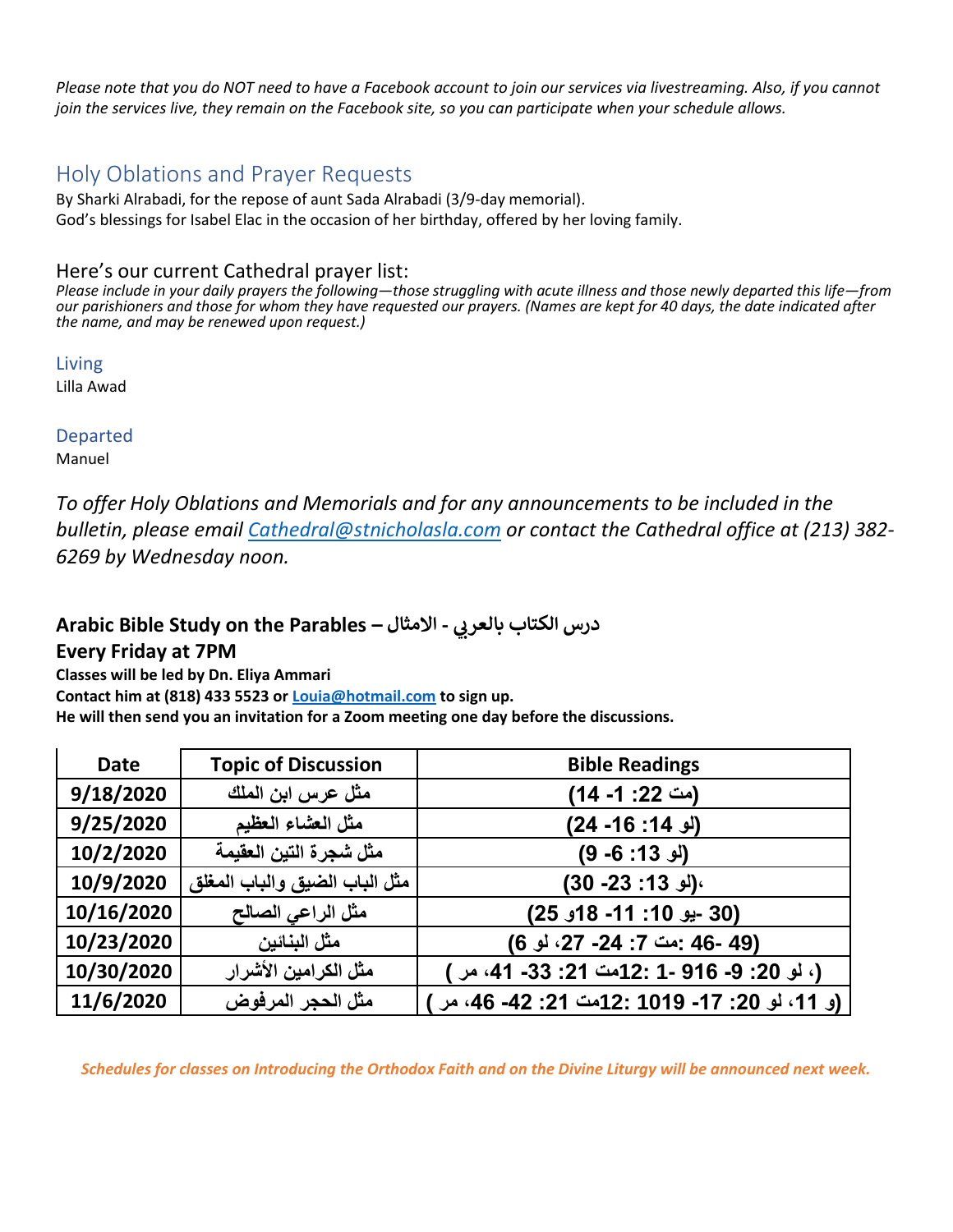*Please note that you do NOT need to have a Facebook account to join our services via livestreaming. Also, if you cannot join the services live, they remain on the Facebook site, so you can participate when your schedule allows.*

## Holy Oblations and Prayer Requests

By Sharki Alrabadi, for the repose of aunt Sada Alrabadi (3/9-day memorial).
God's blessings for Isabel Elac in the occasion of her birthday, offered by her loving family.

### Here's our current Cathedral prayer list:

*Please include in your daily prayers the following—those struggling with acute illness and those newly departed this life—from our parishioners and those for whom they have requested our prayers. (Names are kept for 40 days, the date indicated after the name, and may be renewed upon request.)*

#### Living

Lilla Awad

#### Departed

Manuel

*To offer Holy Oblations and Memorials and for any announcements to be included in the bulletin, please email Cathedral@stnicholasla.com or contact the Cathedral office at (213) 382-6269 by Wednesday noon.*

**Arabic Bible Study on the Parables – درس الكتاب بالعربي - الامثال**
**Every Friday at 7PM**

**Classes will be led by Dn. Eliya Ammari**
**Contact him at (818) 433 5523 or Louia@hotmail.com to sign up.**
**He will then send you an invitation for a Zoom meeting one day before the discussions.**

| Date | Topic of Discussion | Bible Readings |
|---|---|---|
| 9/18/2020 | مثل عرس ابن الملك | (مت 22: 1- 14) |
| 9/25/2020 | مثل العشاء العظيم | (لو 14: 16- 24) |
| 10/2/2020 | مثل شجرة التين العقيمة | (لو 13: 6- 9) |
| 10/9/2020 | مثل الباب الضيق والباب المغلق | ،(لو 13: 23- 30) |
| 10/16/2020 | مثل الراعي الصالح | (يو 10: 11- 18و 25 -30) |
| 10/23/2020 | مثل البنائين | (مت 7: 24- 27، لو 6: 46- 49) |
| 10/30/2020 | مثل الكرامين الأشرار | (مت 21: 33- 41، مر 12: 1- 9، لو 20: 9- 16 ) |
| 11/6/2020 | مثل الحجر المرفوض | (مت 21: 42- 46، مر 12: 10 و 11، لو 20: 17- 19 ) |

*Schedules for classes on Introducing the Orthodox Faith and on the Divine Liturgy will be announced next week.*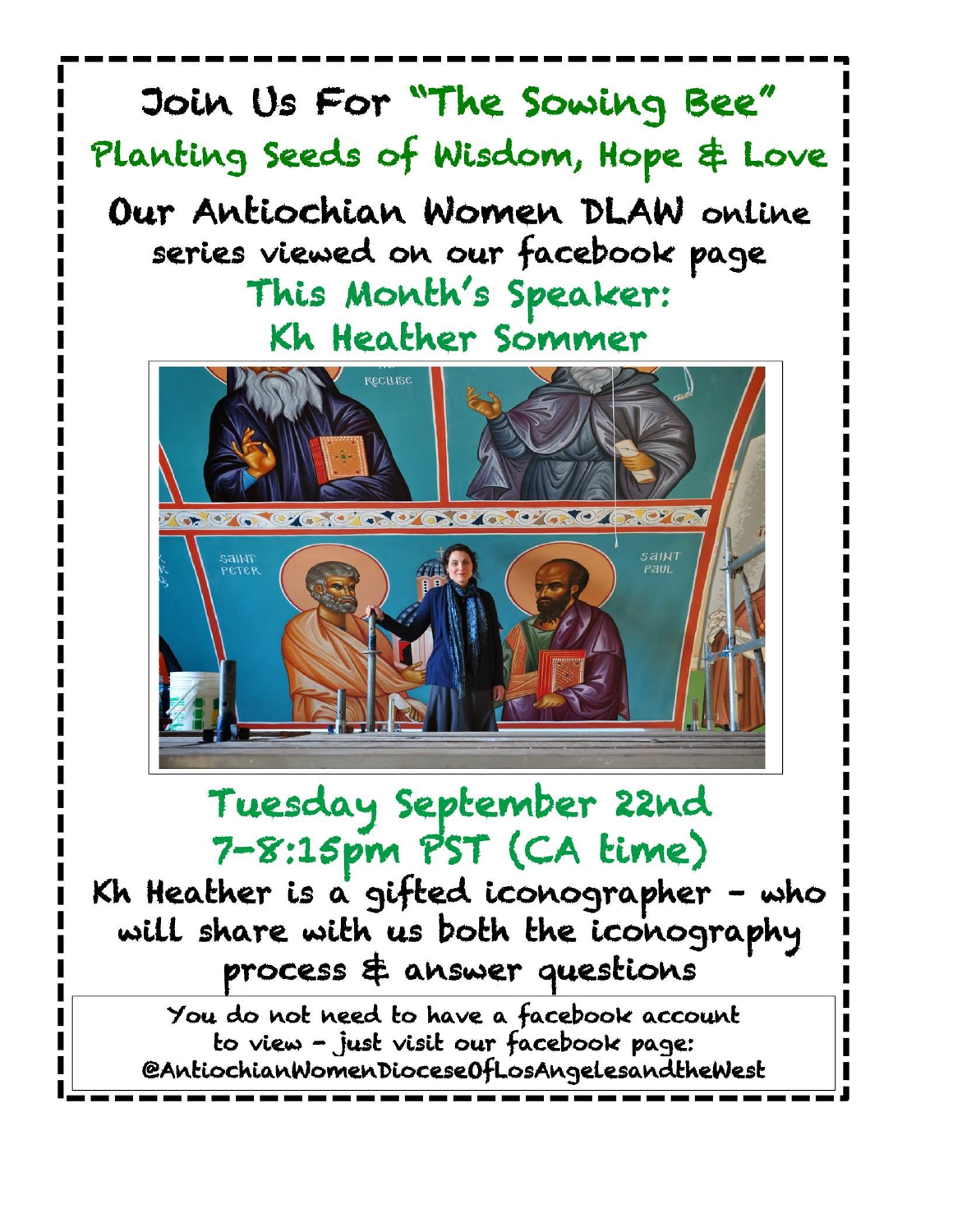# Join Us For "The Sowing Bee"

## Planting Seeds of Wisdom, Hope & Love

**Our Antiochian Women DLAW online series viewed on our facebook page**

### This Month's Speaker:
### Kh Heather Sommer

## Tuesday September 22nd
## 7-8:15pm PST (CA time)

Kh Heather is a gifted iconographer - who will share with us both the iconography process & answer questions

You do not need to have a facebook account to view - just visit our facebook page: @AntiochianWomenDioceseOfLosAngelesandtheWest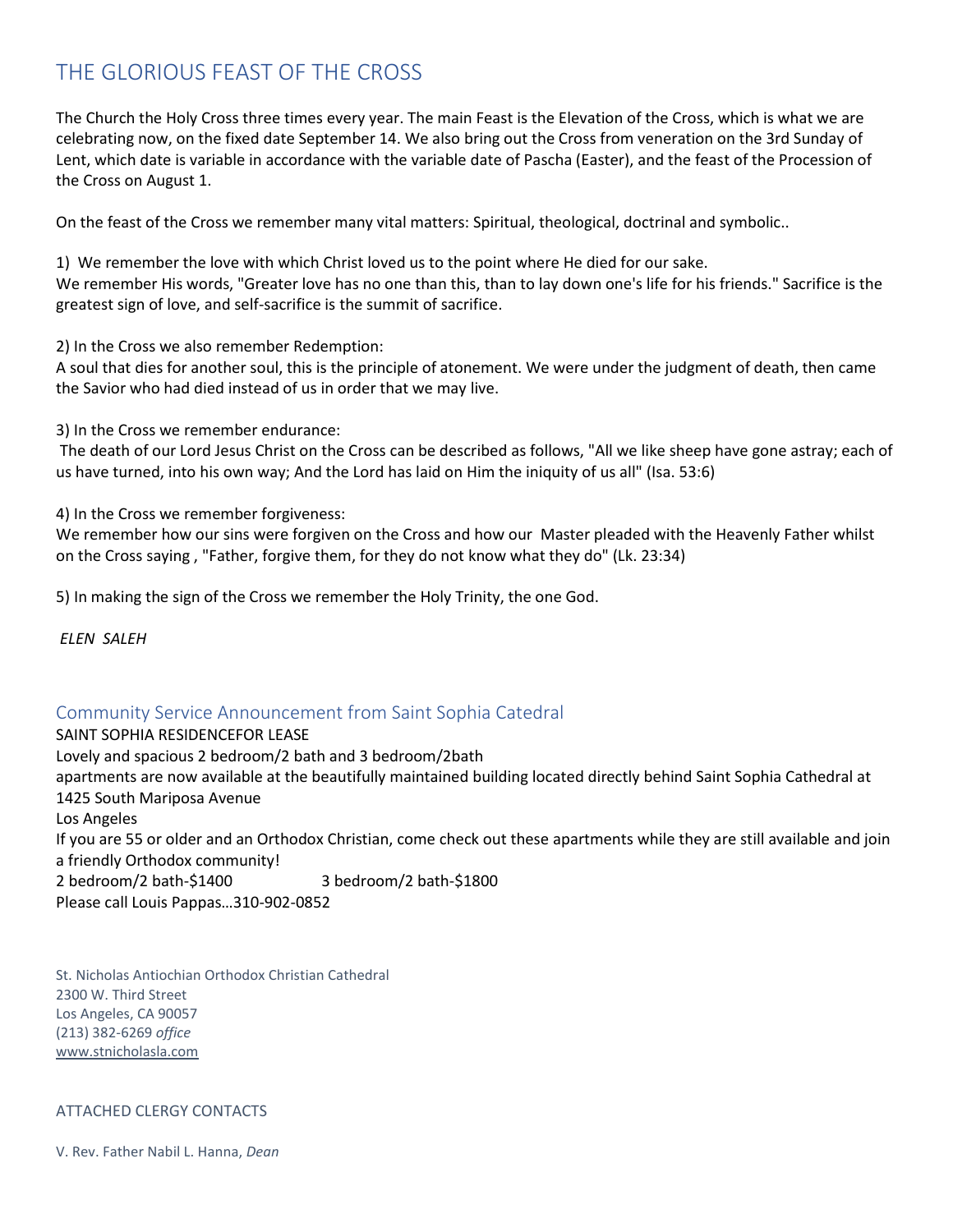# THE GLORIOUS FEAST OF THE CROSS

The Church the Holy Cross three times every year. The main Feast is the Elevation of the Cross, which is what we are celebrating now, on the fixed date September 14. We also bring out the Cross from veneration on the 3rd Sunday of Lent, which date is variable in accordance with the variable date of Pascha (Easter), and the feast of the Procession of the Cross on August 1.

On the feast of the Cross we remember many vital matters: Spiritual, theological, doctrinal and symbolic..

1) We remember the love with which Christ loved us to the point where He died for our sake.
We remember His words, "Greater love has no one than this, than to lay down one's life for his friends." Sacrifice is the greatest sign of love, and self-sacrifice is the summit of sacrifice.

2) In the Cross we also remember Redemption:
A soul that dies for another soul, this is the principle of atonement. We were under the judgment of death, then came the Savior who had died instead of us in order that we may live.

3) In the Cross we remember endurance:
The death of our Lord Jesus Christ on the Cross can be described as follows, "All we like sheep have gone astray; each of us have turned, into his own way; And the Lord has laid on Him the iniquity of us all" (Isa. 53:6)

4) In the Cross we remember forgiveness:
We remember how our sins were forgiven on the Cross and how our Master pleaded with the Heavenly Father whilst on the Cross saying , "Father, forgive them, for they do not know what they do" (Lk. 23:34)

5) In making the sign of the Cross we remember the Holy Trinity, the one God.

*ELEN SALEH*

## Community Service Announcement from Saint Sophia Catedral

SAINT SOPHIA RESIDENCEFOR LEASE
Lovely and spacious 2 bedroom/2 bath and 3 bedroom/2bath
apartments are now available at the beautifully maintained building located directly behind Saint Sophia Cathedral at 1425 South Mariposa Avenue
Los Angeles
If you are 55 or older and an Orthodox Christian, come check out these apartments while they are still available and join a friendly Orthodox community!
2 bedroom/2 bath-$1400 3 bedroom/2 bath-$1800
Please call Louis Pappas…310-902-0852

St. Nicholas Antiochian Orthodox Christian Cathedral
2300 W. Third Street
Los Angeles, CA 90057
(213) 382-6269 *office*
www.stnicholasla.com

ATTACHED CLERGY CONTACTS

V. Rev. Father Nabil L. Hanna, *Dean*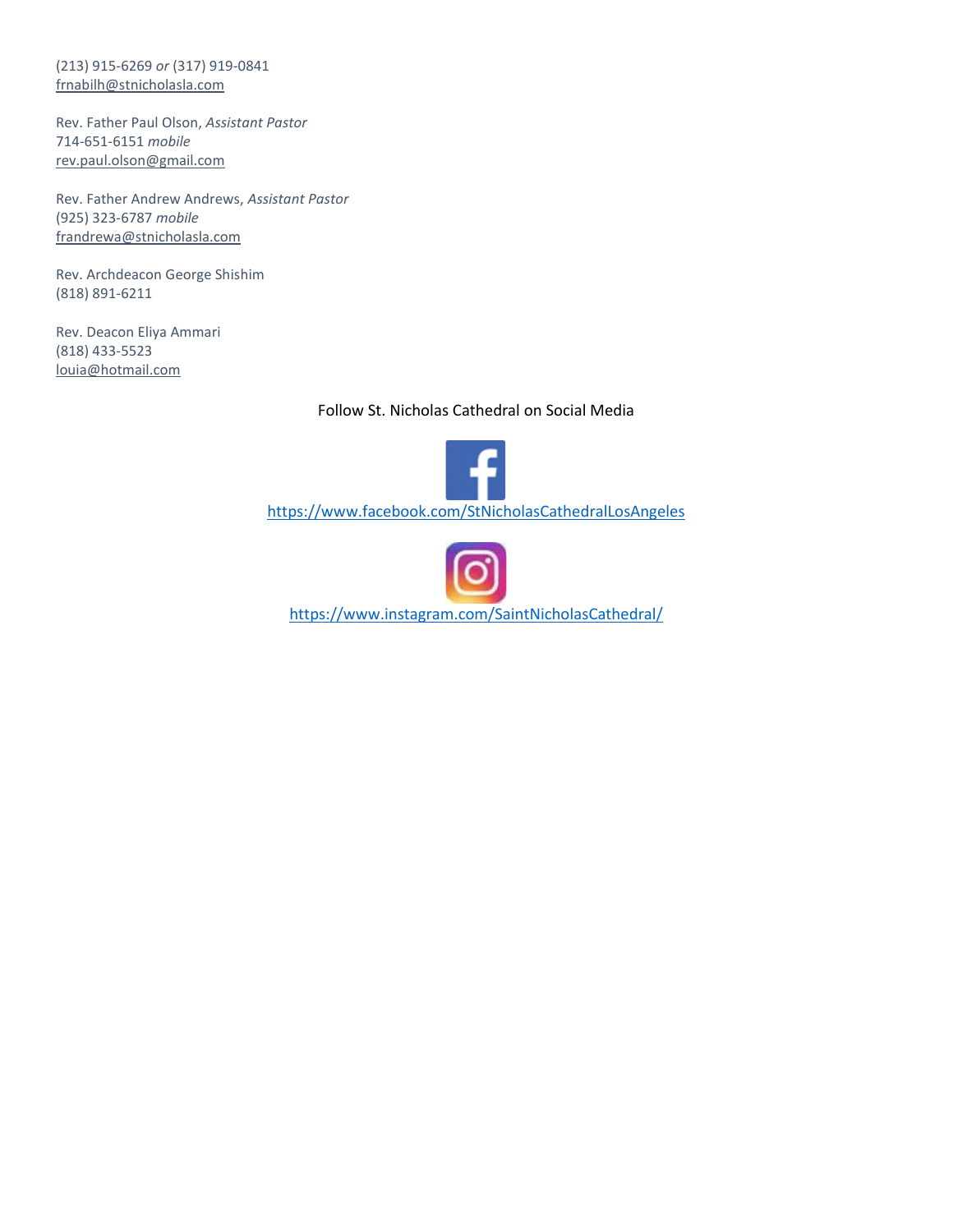(213) 915-6269 *or* (317) 919-0841
frnabilh@stnicholasla.com

Rev. Father Paul Olson, *Assistant Pastor*
714-651-6151 *mobile*
rev.paul.olson@gmail.com

Rev. Father Andrew Andrews, *Assistant Pastor*
(925) 323-6787 *mobile*
frandrewa@stnicholasla.com

Rev. Archdeacon George Shishim
(818) 891-6211

Rev. Deacon Eliya Ammari
(818) 433-5523
louia@hotmail.com

Follow St. Nicholas Cathedral on Social Media

https://www.facebook.com/StNicholasCathedralLosAngeles

https://www.instagram.com/SaintNicholasCathedral/